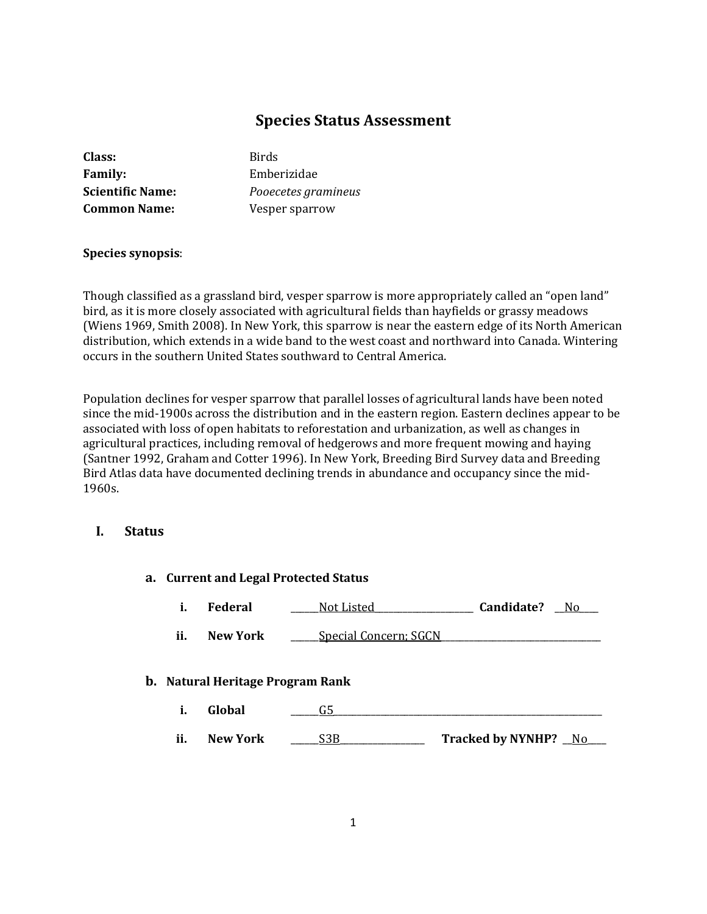# Species Status Assessment

**Class:** Birds
**Family:** Emberizidae
**Scientific Name:** *Pooecetes gramineus*
**Common Name:** Vesper sparrow

**Species synopsis**:

Though classified as a grassland bird, vesper sparrow is more appropriately called an "open land" bird, as it is more closely associated with agricultural fields than hayfields or grassy meadows (Wiens 1969, Smith 2008). In New York, this sparrow is near the eastern edge of its North American distribution, which extends in a wide band to the west coast and northward into Canada. Wintering occurs in the southern United States southward to Central America.

Population declines for vesper sparrow that parallel losses of agricultural lands have been noted since the mid-1900s across the distribution and in the eastern region. Eastern declines appear to be associated with loss of open habitats to reforestation and urbanization, as well as changes in agricultural practices, including removal of hedgerows and more frequent mowing and haying (Santner 1992, Graham and Cotter 1996). In New York, Breeding Bird Survey data and Breeding Bird Atlas data have documented declining trends in abundance and occupancy since the mid-1960s.

## I. Status

### a. Current and Legal Protected Status

i. **Federal** Not Listed **Candidate?** No

ii. **New York** Special Concern; SGCN

### b. Natural Heritage Program Rank

i. **Global** G5

ii. **New York** S3B **Tracked by NYNHP?** No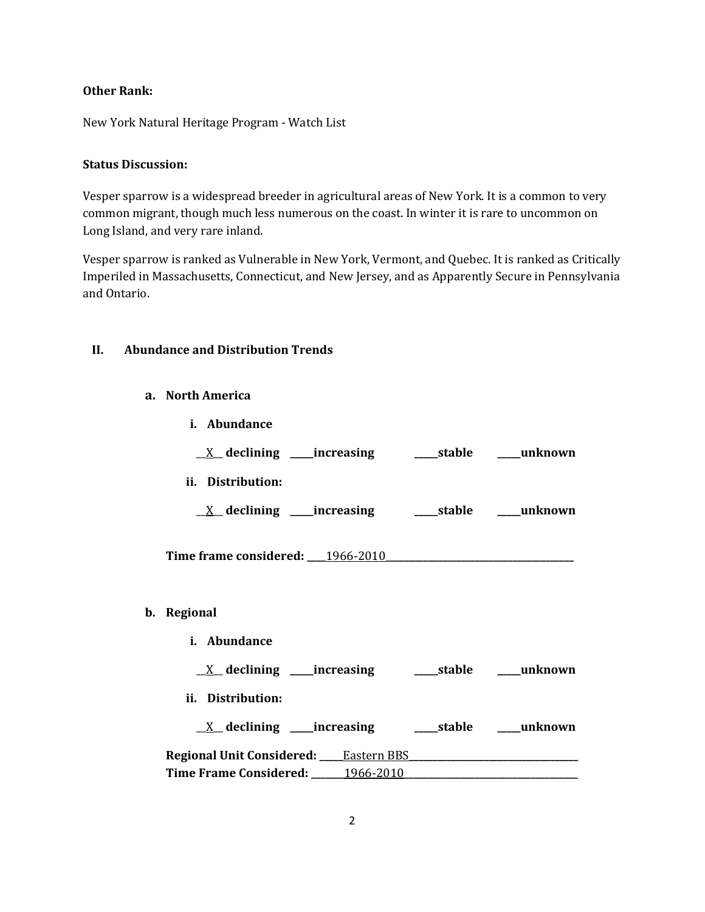**Other Rank:**

New York Natural Heritage Program - Watch List

**Status Discussion:**

Vesper sparrow is a widespread breeder in agricultural areas of New York. It is a common to very common migrant, though much less numerous on the coast. In winter it is rare to uncommon on Long Island, and very rare inland.

Vesper sparrow is ranked as Vulnerable in New York, Vermont, and Quebec. It is ranked as Critically Imperiled in Massachusetts, Connecticut, and New Jersey, and as Apparently Secure in Pennsylvania and Ontario.

## II. Abundance and Distribution Trends

### a. North America

**i. Abundance**

__X__ **declining** _____**increasing** _____**stable** _____**unknown**

**ii. Distribution:**

__X__ **declining** _____**increasing** _____**stable** _____**unknown**

**Time frame considered:** ____1966-2010________________________________________

### b. Regional

**i. Abundance**

__X__ **declining** _____**increasing** _____**stable** _____**unknown**

**ii. Distribution:**

__X__ **declining** _____**increasing** _____**stable** _____**unknown**

**Regional Unit Considered:** _____Eastern BBS___________________________________

**Time Frame Considered:** _______1966-2010_____________________________________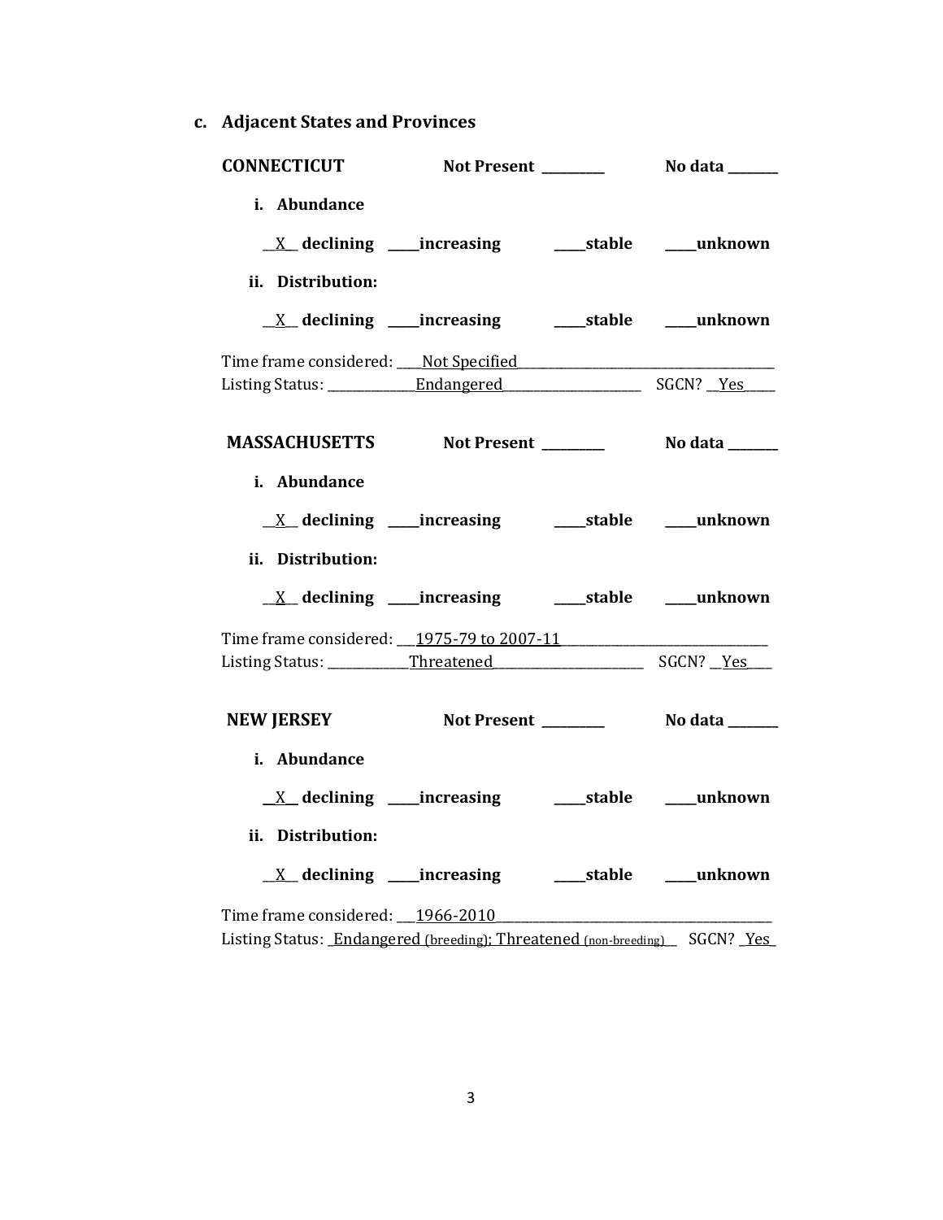### c. Adjacent States and Provinces

**CONNECTICUT** **Not Present** _________ **No data** _______

**i. Abundance**

__X__ **declining** ____**increasing** ____**stable** ____**unknown**

**ii. Distribution:**

__X__ **declining** ____**increasing** ____**stable** ____**unknown**

Time frame considered: ____Not Specified_______________________________________

Listing Status: _____________Endangered____________________ SGCN? __Yes_____

**MASSACHUSETTS** **Not Present** _________ **No data** _______

**i. Abundance**

__X__ **declining** ____**increasing** ____**stable** ____**unknown**

**ii. Distribution:**

__X__ **declining** ____**increasing** ____**stable** ____**unknown**

Time frame considered: ___1975-79 to 2007-11______________________________

Listing Status: ____________Threatened______________________ SGCN? __Yes____

**NEW JERSEY** **Not Present** _________ **No data** _______

**i. Abundance**

__X__ **declining** ____**increasing** ____**stable** ____**unknown**

**ii. Distribution:**

__X__ **declining** ____**increasing** ____**stable** ____**unknown**

Time frame considered: ___1966-2010________________________________________

Listing Status: _Endangered (breeding); Threatened (non-breeding)__ SGCN? _Yes_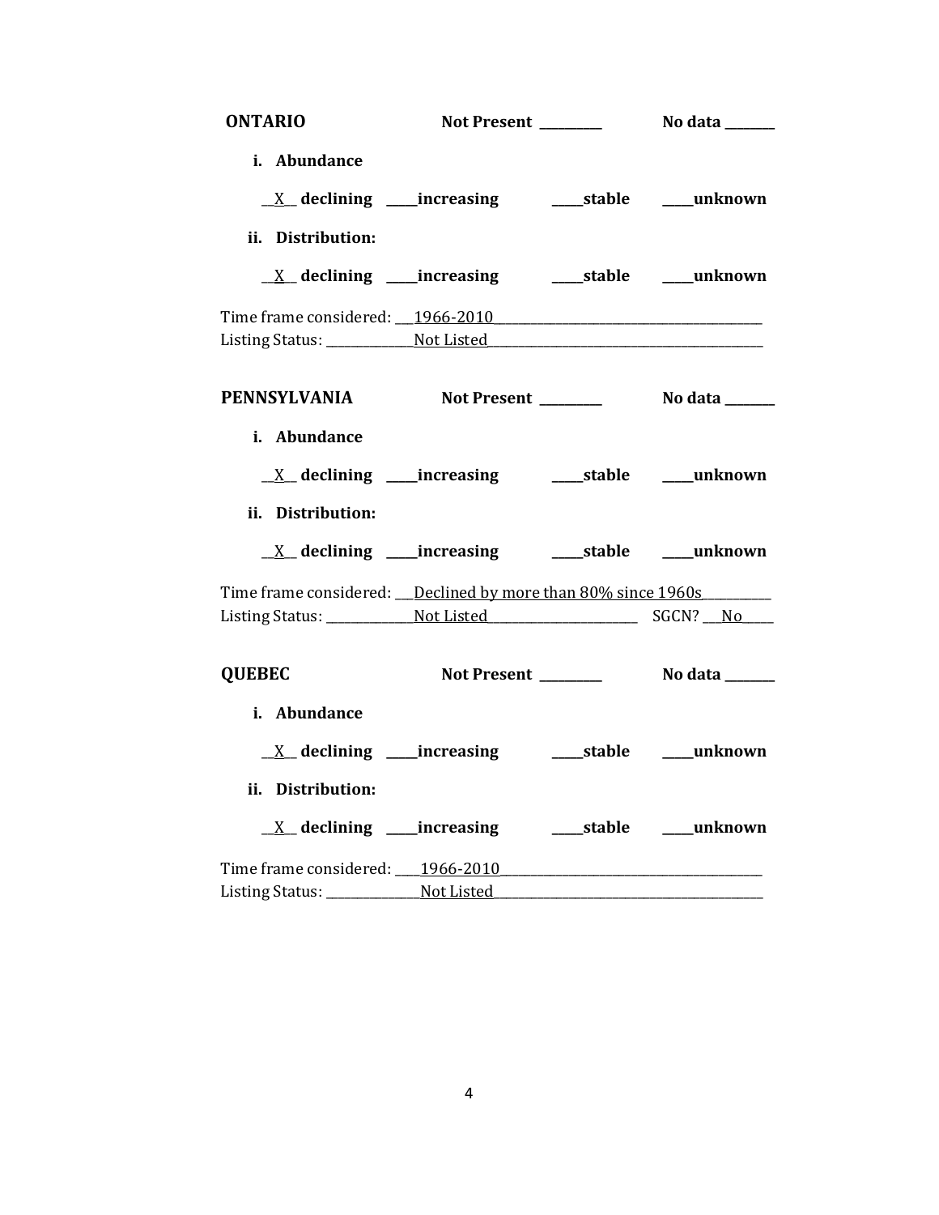**ONTARIO** **Not Present \_\_\_\_\_\_\_\_\_** **No data \_\_\_\_\_\_\_**

**i. Abundance**

\_\_X\_\_ **declining** \_\_\_\_**increasing** \_\_\_\_**stable** \_\_\_\_**unknown**

**ii. Distribution:**

\_\_X\_\_ **declining** \_\_\_\_**increasing** \_\_\_\_**stable** \_\_\_\_**unknown**

Time frame considered: 1966-2010

Listing Status: Not Listed

**PENNSYLVANIA** **Not Present \_\_\_\_\_\_\_\_\_** **No data \_\_\_\_\_\_\_**

**i. Abundance**

\_\_X\_\_ **declining** \_\_\_\_**increasing** \_\_\_\_**stable** \_\_\_\_**unknown**

**ii. Distribution:**

\_\_X\_\_ **declining** \_\_\_\_**increasing** \_\_\_\_**stable** \_\_\_\_**unknown**

Time frame considered: Declined by more than 80% since 1960s

Listing Status: Not Listed SGCN? No

**QUEBEC** **Not Present \_\_\_\_\_\_\_\_\_** **No data \_\_\_\_\_\_\_**

**i. Abundance**

\_\_X\_\_ **declining** \_\_\_\_**increasing** \_\_\_\_**stable** \_\_\_\_**unknown**

**ii. Distribution:**

\_\_X\_\_ **declining** \_\_\_\_**increasing** \_\_\_\_**stable** \_\_\_\_**unknown**

Time frame considered: 1966-2010

Listing Status: Not Listed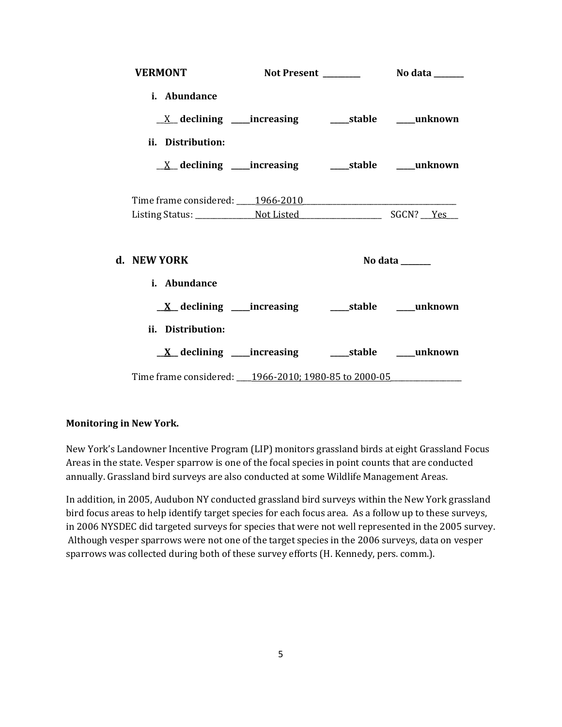**VERMONT** Not Present _________ No data _______

**i. Abundance**

__X__ **declining** ____**increasing** ____**stable** ____**unknown**

**ii. Distribution:**

__X__ **declining** ____**increasing** ____**stable** ____**unknown**

Time frame considered: _____1966-2010_______________________________________

Listing Status: _______________Not Listed_____________________ SGCN? ___Yes___

**d. NEW YORK** No data _______

**i. Abundance**

__**X**__ **declining** ____**increasing** ____**stable** ____**unknown**

**ii. Distribution:**

__**X**__ **declining** ____**increasing** ____**stable** ____**unknown**

Time frame considered: ____1966-2010; 1980-85 to 2000-05_________________

**Monitoring in New York.**

New York's Landowner Incentive Program (LIP) monitors grassland birds at eight Grassland Focus Areas in the state. Vesper sparrow is one of the focal species in point counts that are conducted annually. Grassland bird surveys are also conducted at some Wildlife Management Areas.

In addition, in 2005, Audubon NY conducted grassland bird surveys within the New York grassland bird focus areas to help identify target species for each focus area. As a follow up to these surveys, in 2006 NYSDEC did targeted surveys for species that were not well represented in the 2005 survey. Although vesper sparrows were not one of the target species in the 2006 surveys, data on vesper sparrows was collected during both of these survey efforts (H. Kennedy, pers. comm.).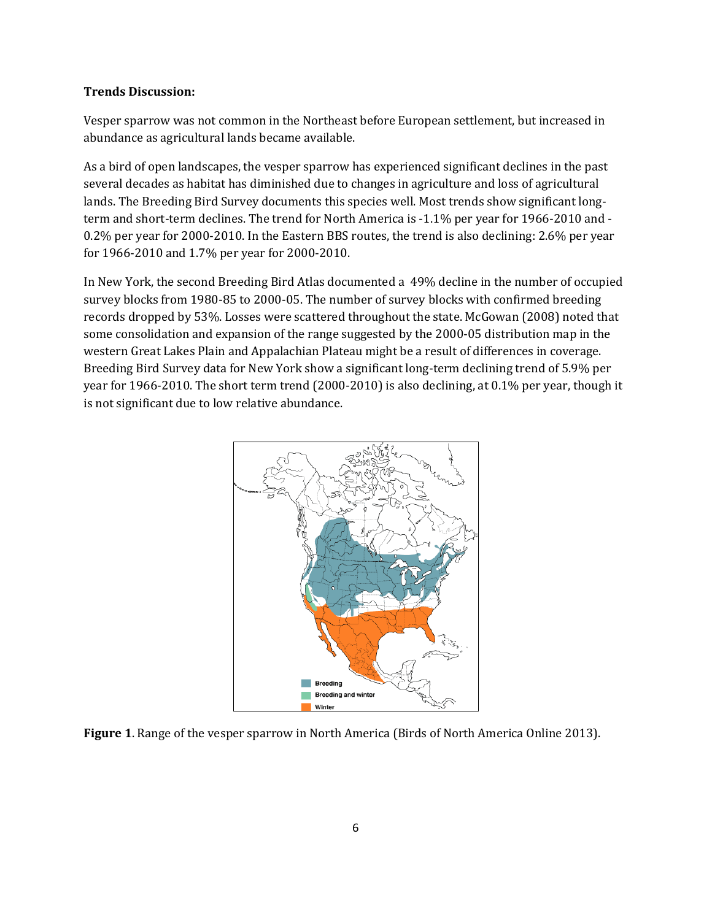**Trends Discussion:**

Vesper sparrow was not common in the Northeast before European settlement, but increased in abundance as agricultural lands became available.

As a bird of open landscapes, the vesper sparrow has experienced significant declines in the past several decades as habitat has diminished due to changes in agriculture and loss of agricultural lands. The Breeding Bird Survey documents this species well. Most trends show significant long-term and short-term declines. The trend for North America is -1.1% per year for 1966-2010 and -0.2% per year for 2000-2010. In the Eastern BBS routes, the trend is also declining: 2.6% per year for 1966-2010 and 1.7% per year for 2000-2010.

In New York, the second Breeding Bird Atlas documented a 49% decline in the number of occupied survey blocks from 1980-85 to 2000-05. The number of survey blocks with confirmed breeding records dropped by 53%. Losses were scattered throughout the state. McGowan (2008) noted that some consolidation and expansion of the range suggested by the 2000-05 distribution map in the western Great Lakes Plain and Appalachian Plateau might be a result of differences in coverage. Breeding Bird Survey data for New York show a significant long-term declining trend of 5.9% per year for 1966-2010. The short term trend (2000-2010) is also declining, at 0.1% per year, though it is not significant due to low relative abundance.

**Figure 1**. Range of the vesper sparrow in North America (Birds of North America Online 2013).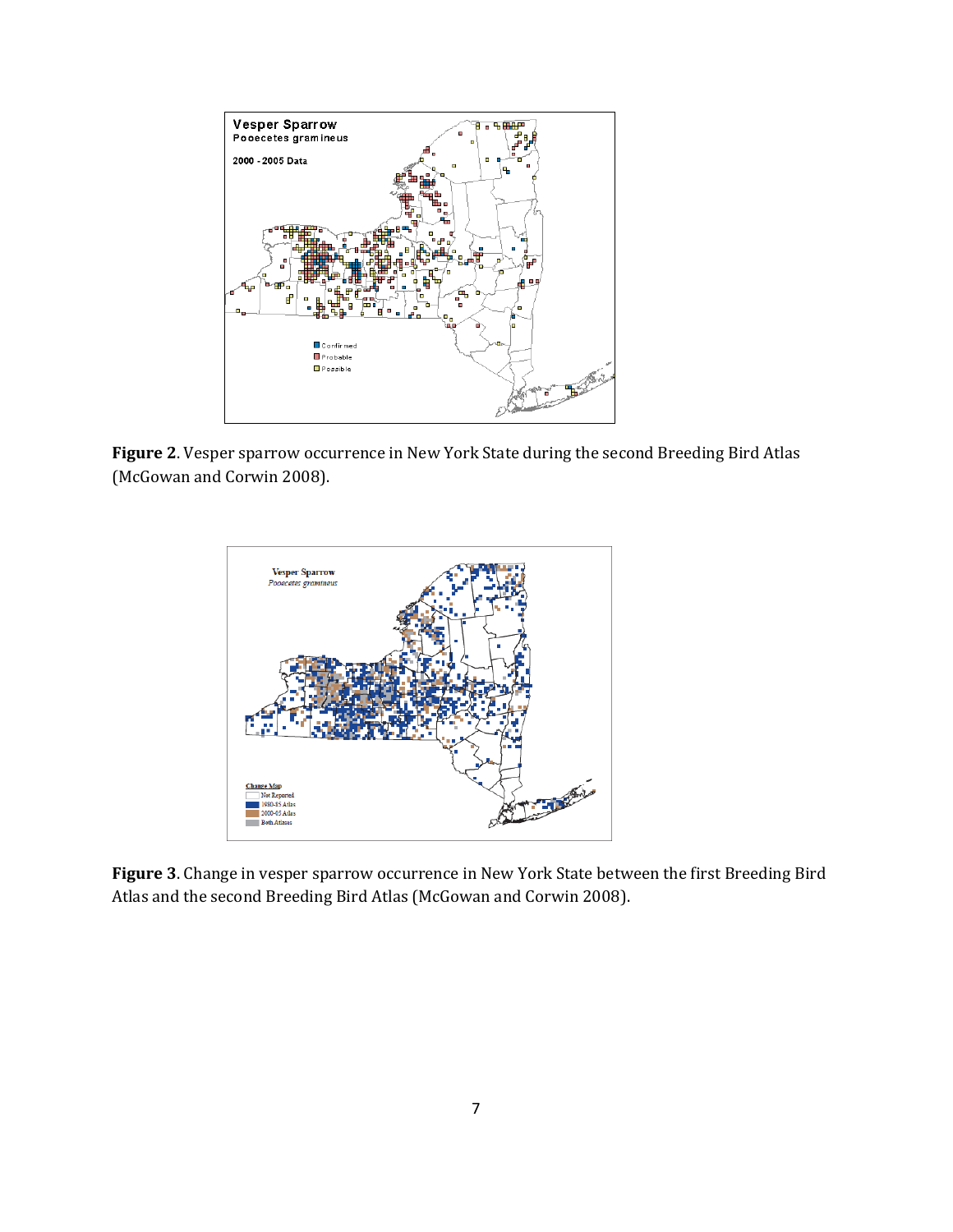**Figure 2**. Vesper sparrow occurrence in New York State during the second Breeding Bird Atlas (McGowan and Corwin 2008).

**Figure 3**. Change in vesper sparrow occurrence in New York State between the first Breeding Bird Atlas and the second Breeding Bird Atlas (McGowan and Corwin 2008).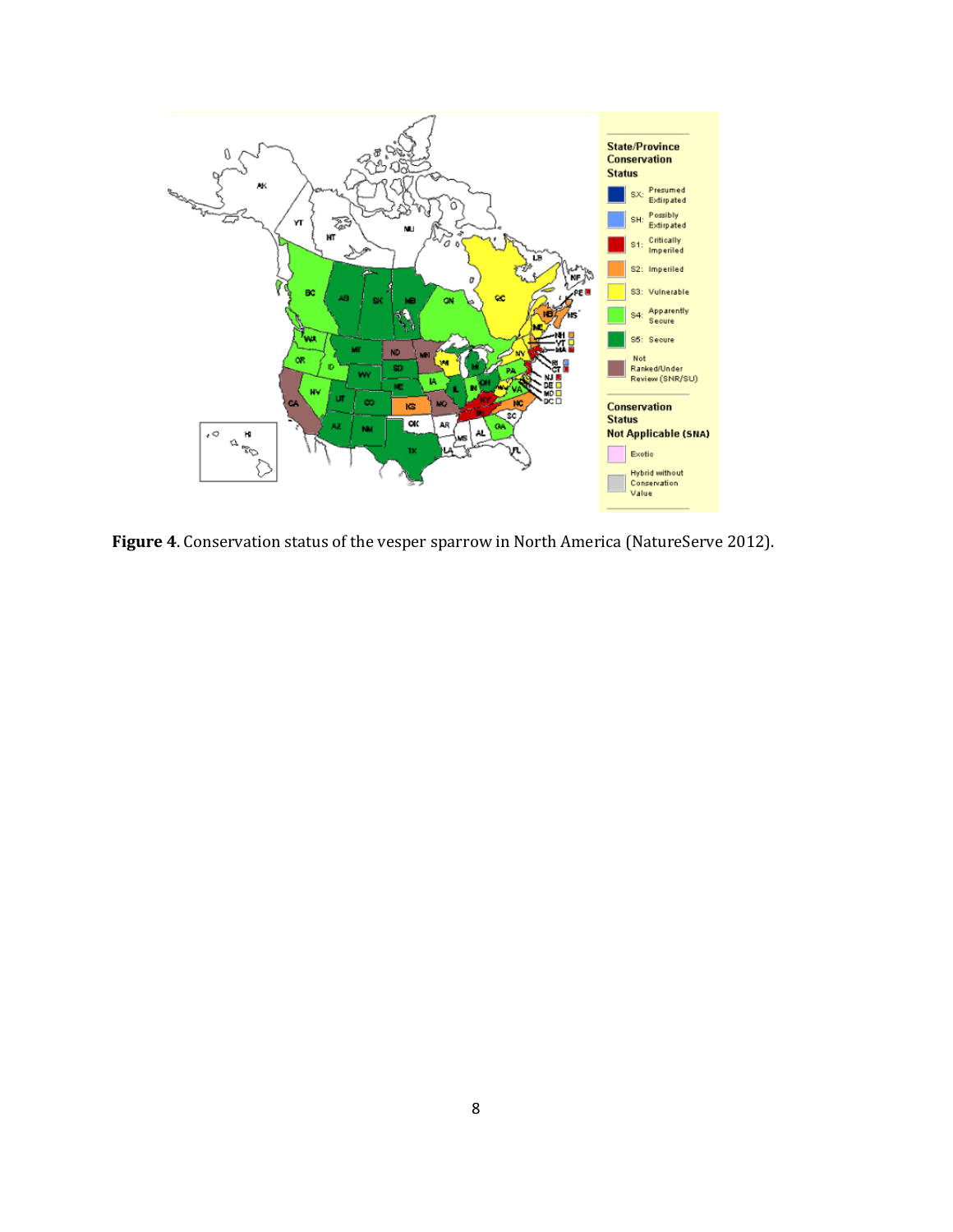**Figure 4**. Conservation status of the vesper sparrow in North America (NatureServe 2012).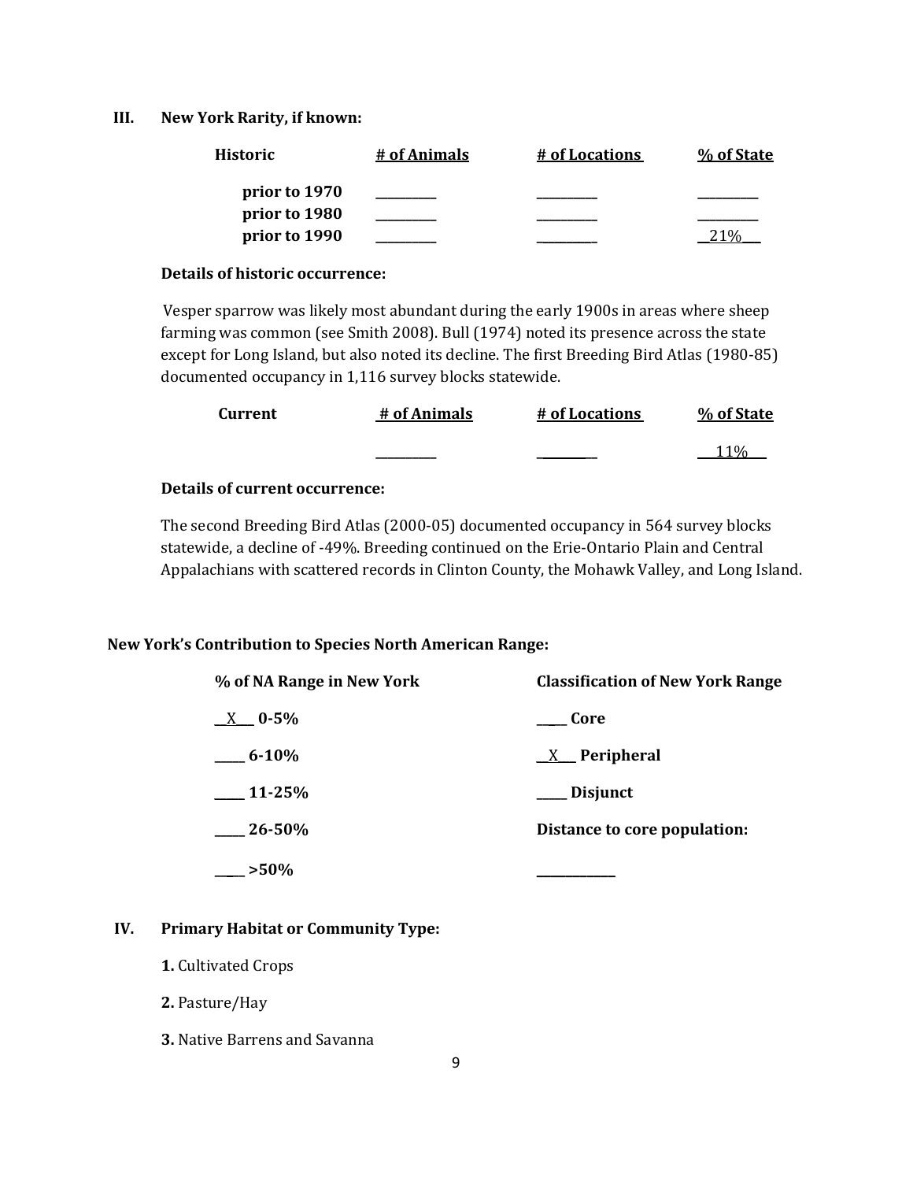## III. New York Rarity, if known:

| Historic | # of Animals | # of Locations | % of State |
|---|---|---|---|
| prior to 1970 | _________ | _________ | _________ |
| prior to 1980 | _________ | _________ | _________ |
| prior to 1990 | _________ | _________ | __21%__ |

**Details of historic occurrence:**

Vesper sparrow was likely most abundant during the early 1900s in areas where sheep farming was common (see Smith 2008). Bull (1974) noted its presence across the state except for Long Island, but also noted its decline. The first Breeding Bird Atlas (1980-85) documented occupancy in 1,116 survey blocks statewide.

| Current | # of Animals | # of Locations | % of State |
|---|---|---|---|
| | _________ | _________ | __11%__ |

**Details of current occurrence:**

The second Breeding Bird Atlas (2000-05) documented occupancy in 564 survey blocks statewide, a decline of -49%. Breeding continued on the Erie-Ontario Plain and Central Appalachians with scattered records in Clinton County, the Mohawk Valley, and Long Island.

### New York's Contribution to Species North American Range:

| % of NA Range in New York | Classification of New York Range |
|---|---|
| __X__ 0-5% | _____ Core |
| _____ 6-10% | __X__ Peripheral |
| _____ 11-25% | _____ Disjunct |
| _____ 26-50% | **Distance to core population:** |
| _____ >50% | _____________ |

## IV. Primary Habitat or Community Type:

**1.** Cultivated Crops

**2.** Pasture/Hay

**3.** Native Barrens and Savanna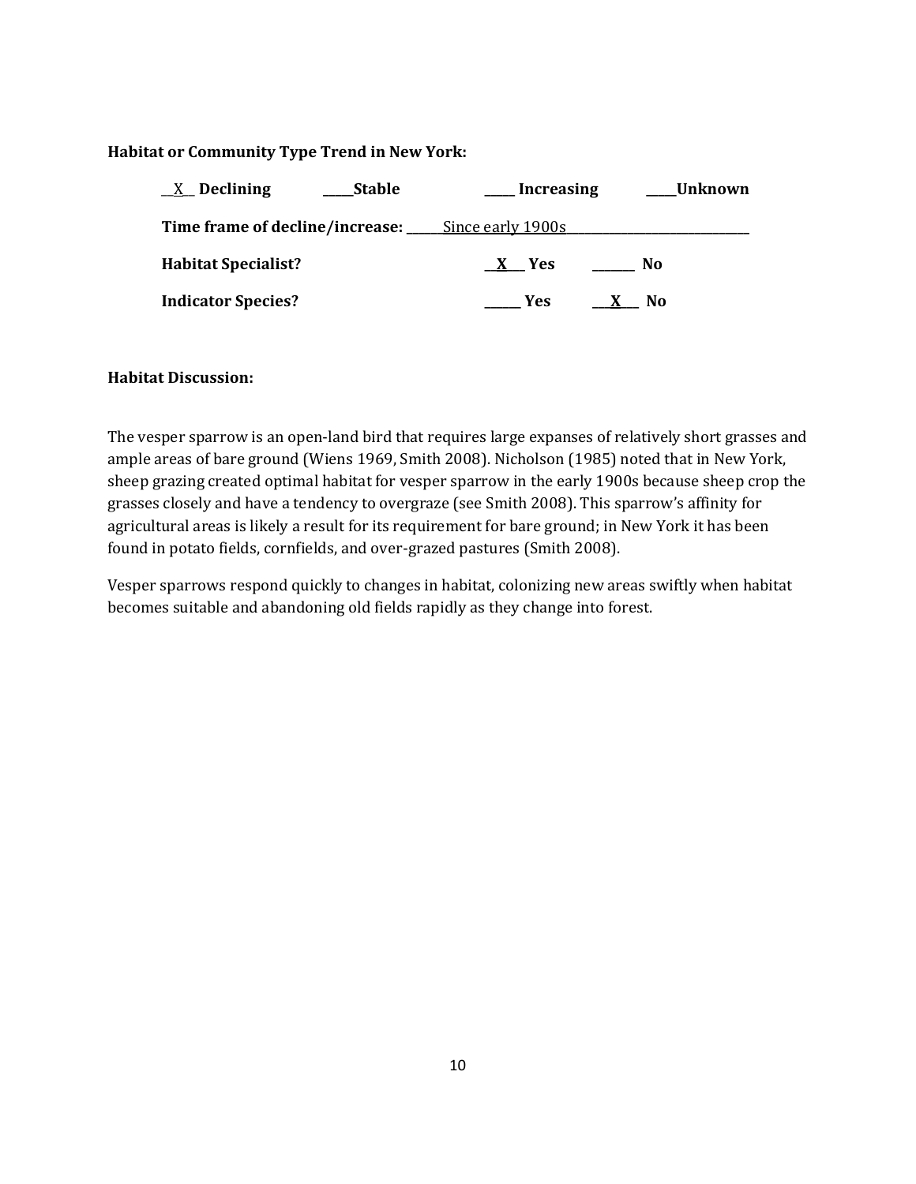**Habitat or Community Type Trend in New York:**

__X__ **Declining** _____**Stable** _____ **Increasing** _____**Unknown**

**Time frame of decline/increase:** ______Since early 1900s______

**Habitat Specialist?** __X__ **Yes** ______ **No**

**Indicator Species?** ______ **Yes** __X__ **No**

**Habitat Discussion:**

The vesper sparrow is an open-land bird that requires large expanses of relatively short grasses and ample areas of bare ground (Wiens 1969, Smith 2008). Nicholson (1985) noted that in New York, sheep grazing created optimal habitat for vesper sparrow in the early 1900s because sheep crop the grasses closely and have a tendency to overgraze (see Smith 2008). This sparrow's affinity for agricultural areas is likely a result for its requirement for bare ground; in New York it has been found in potato fields, cornfields, and over-grazed pastures (Smith 2008).

Vesper sparrows respond quickly to changes in habitat, colonizing new areas swiftly when habitat becomes suitable and abandoning old fields rapidly as they change into forest.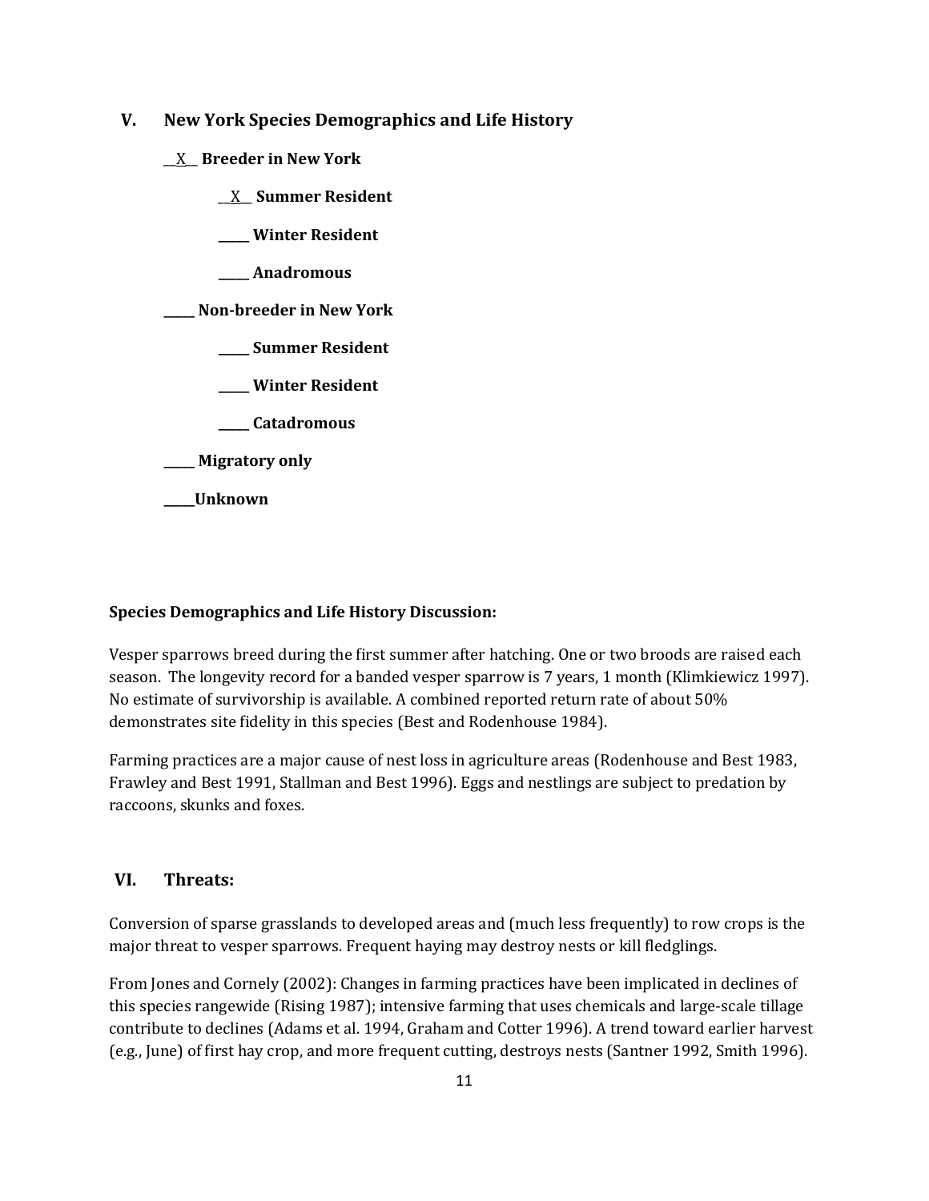## V. New York Species Demographics and Life History

__X__ **Breeder in New York**

  __X__ **Summer Resident**

  _____ **Winter Resident**

  _____ **Anadromous**

_____ **Non-breeder in New York**

  _____ **Summer Resident**

  _____ **Winter Resident**

  _____ **Catadromous**

_____ **Migratory only**

_____**Unknown**

**Species Demographics and Life History Discussion:**

Vesper sparrows breed during the first summer after hatching. One or two broods are raised each season. The longevity record for a banded vesper sparrow is 7 years, 1 month (Klimkiewicz 1997). No estimate of survivorship is available. A combined reported return rate of about 50% demonstrates site fidelity in this species (Best and Rodenhouse 1984).

Farming practices are a major cause of nest loss in agriculture areas (Rodenhouse and Best 1983, Frawley and Best 1991, Stallman and Best 1996). Eggs and nestlings are subject to predation by raccoons, skunks and foxes.

## VI. Threats:

Conversion of sparse grasslands to developed areas and (much less frequently) to row crops is the major threat to vesper sparrows. Frequent haying may destroy nests or kill fledglings.

From Jones and Cornely (2002): Changes in farming practices have been implicated in declines of this species rangewide (Rising 1987); intensive farming that uses chemicals and large-scale tillage contribute to declines (Adams et al. 1994, Graham and Cotter 1996). A trend toward earlier harvest (e.g., June) of first hay crop, and more frequent cutting, destroys nests (Santner 1992, Smith 1996).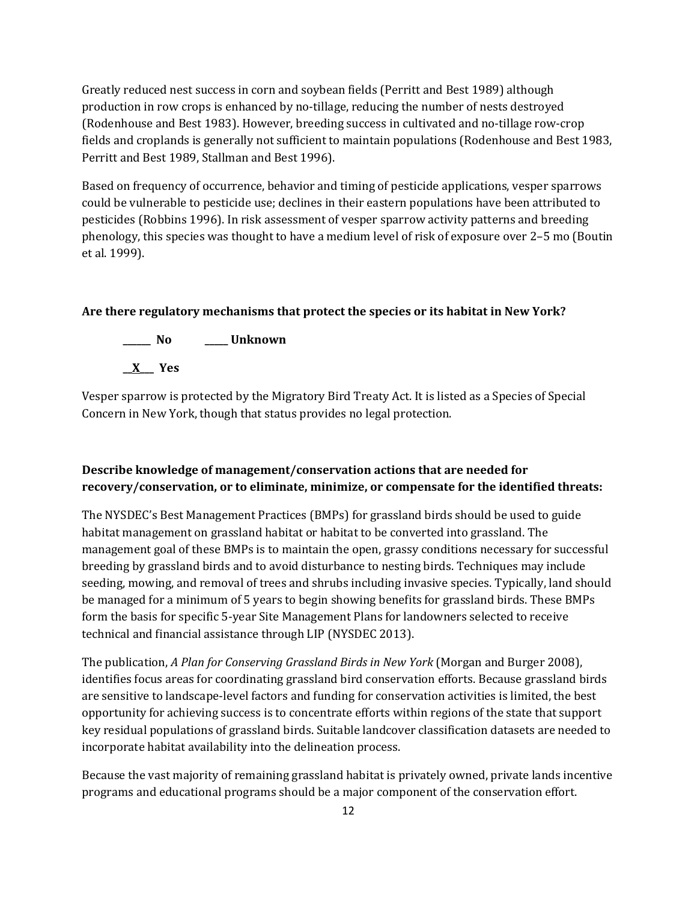Greatly reduced nest success in corn and soybean fields (Perritt and Best 1989) although production in row crops is enhanced by no-tillage, reducing the number of nests destroyed (Rodenhouse and Best 1983). However, breeding success in cultivated and no-tillage row-crop fields and croplands is generally not sufficient to maintain populations (Rodenhouse and Best 1983, Perritt and Best 1989, Stallman and Best 1996).

Based on frequency of occurrence, behavior and timing of pesticide applications, vesper sparrows could be vulnerable to pesticide use; declines in their eastern populations have been attributed to pesticides (Robbins 1996). In risk assessment of vesper sparrow activity patterns and breeding phenology, this species was thought to have a medium level of risk of exposure over 2–5 mo (Boutin et al. 1999).

**Are there regulatory mechanisms that protect the species or its habitat in New York?**

**\_\_\_\_\_\_ No \_\_\_\_\_ Unknown**

**\_\_X\_\_\_ Yes**

Vesper sparrow is protected by the Migratory Bird Treaty Act. It is listed as a Species of Special Concern in New York, though that status provides no legal protection.

**Describe knowledge of management/conservation actions that are needed for recovery/conservation, or to eliminate, minimize, or compensate for the identified threats:**

The NYSDEC's Best Management Practices (BMPs) for grassland birds should be used to guide habitat management on grassland habitat or habitat to be converted into grassland. The management goal of these BMPs is to maintain the open, grassy conditions necessary for successful breeding by grassland birds and to avoid disturbance to nesting birds. Techniques may include seeding, mowing, and removal of trees and shrubs including invasive species. Typically, land should be managed for a minimum of 5 years to begin showing benefits for grassland birds. These BMPs form the basis for specific 5-year Site Management Plans for landowners selected to receive technical and financial assistance through LIP (NYSDEC 2013).

The publication, *A Plan for Conserving Grassland Birds in New York* (Morgan and Burger 2008), identifies focus areas for coordinating grassland bird conservation efforts. Because grassland birds are sensitive to landscape-level factors and funding for conservation activities is limited, the best opportunity for achieving success is to concentrate efforts within regions of the state that support key residual populations of grassland birds. Suitable landcover classification datasets are needed to incorporate habitat availability into the delineation process.

Because the vast majority of remaining grassland habitat is privately owned, private lands incentive programs and educational programs should be a major component of the conservation effort.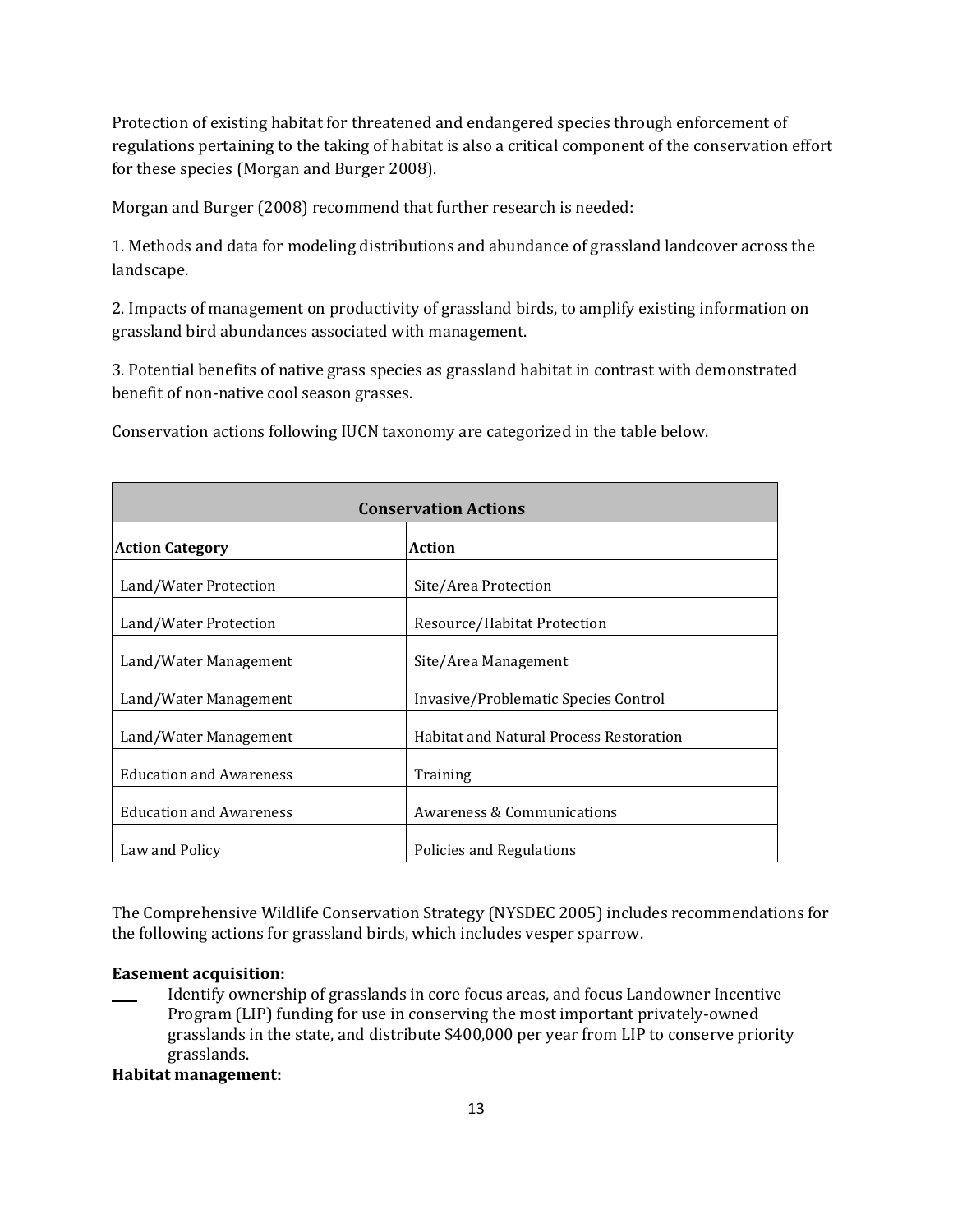Protection of existing habitat for threatened and endangered species through enforcement of regulations pertaining to the taking of habitat is also a critical component of the conservation effort for these species (Morgan and Burger 2008).

Morgan and Burger (2008) recommend that further research is needed:

1. Methods and data for modeling distributions and abundance of grassland landcover across the landscape.

2. Impacts of management on productivity of grassland birds, to amplify existing information on grassland bird abundances associated with management.

3. Potential benefits of native grass species as grassland habitat in contrast with demonstrated benefit of non-native cool season grasses.

Conservation actions following IUCN taxonomy are categorized in the table below.

| **Conservation Actions** | |
|---|---|
| **Action Category** | **Action** |
| Land/Water Protection | Site/Area Protection |
| Land/Water Protection | Resource/Habitat Protection |
| Land/Water Management | Site/Area Management |
| Land/Water Management | Invasive/Problematic Species Control |
| Land/Water Management | Habitat and Natural Process Restoration |
| Education and Awareness | Training |
| Education and Awareness | Awareness & Communications |
| Law and Policy | Policies and Regulations |

The Comprehensive Wildlife Conservation Strategy (NYSDEC 2005) includes recommendations for the following actions for grassland birds, which includes vesper sparrow.

**Easement acquisition:**

- Identify ownership of grasslands in core focus areas, and focus Landowner Incentive Program (LIP) funding for use in conserving the most important privately-owned grasslands in the state, and distribute $400,000 per year from LIP to conserve priority grasslands.

**Habitat management:**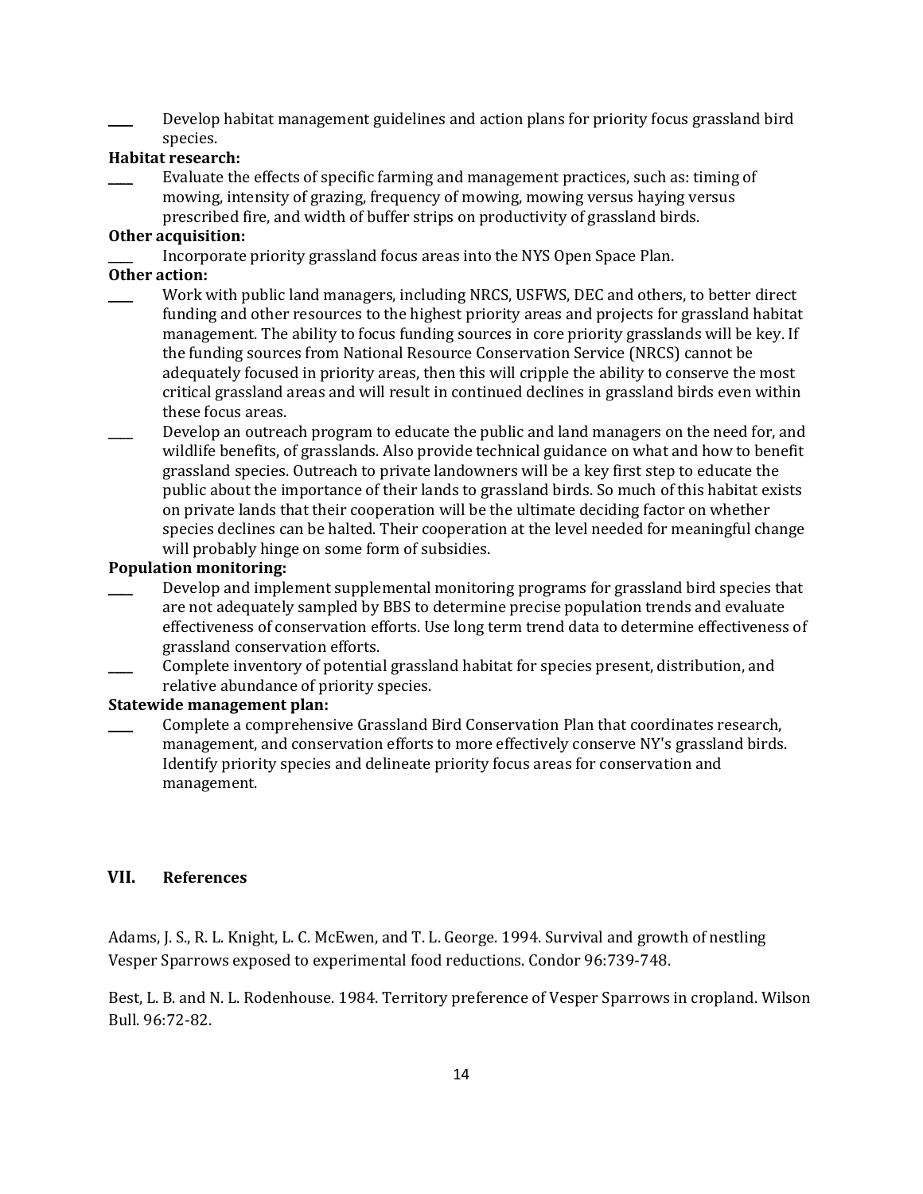____ Develop habitat management guidelines and action plans for priority focus grassland bird species.

**Habitat research:**

____ Evaluate the effects of specific farming and management practices, such as: timing of mowing, intensity of grazing, frequency of mowing, mowing versus haying versus prescribed fire, and width of buffer strips on productivity of grassland birds.

**Other acquisition:**

____ Incorporate priority grassland focus areas into the NYS Open Space Plan.

**Other action:**

____ Work with public land managers, including NRCS, USFWS, DEC and others, to better direct funding and other resources to the highest priority areas and projects for grassland habitat management. The ability to focus funding sources in core priority grasslands will be key. If the funding sources from National Resource Conservation Service (NRCS) cannot be adequately focused in priority areas, then this will cripple the ability to conserve the most critical grassland areas and will result in continued declines in grassland birds even within these focus areas.

____ Develop an outreach program to educate the public and land managers on the need for, and wildlife benefits, of grasslands. Also provide technical guidance on what and how to benefit grassland species. Outreach to private landowners will be a key first step to educate the public about the importance of their lands to grassland birds. So much of this habitat exists on private lands that their cooperation will be the ultimate deciding factor on whether species declines can be halted. Their cooperation at the level needed for meaningful change will probably hinge on some form of subsidies.

**Population monitoring:**

____ Develop and implement supplemental monitoring programs for grassland bird species that are not adequately sampled by BBS to determine precise population trends and evaluate effectiveness of conservation efforts. Use long term trend data to determine effectiveness of grassland conservation efforts.

____ Complete inventory of potential grassland habitat for species present, distribution, and relative abundance of priority species.

**Statewide management plan:**

____ Complete a comprehensive Grassland Bird Conservation Plan that coordinates research, management, and conservation efforts to more effectively conserve NY's grassland birds. Identify priority species and delineate priority focus areas for conservation and management.

## VII. References

Adams, J. S., R. L. Knight, L. C. McEwen, and T. L. George. 1994. Survival and growth of nestling Vesper Sparrows exposed to experimental food reductions. Condor 96:739-748.

Best, L. B. and N. L. Rodenhouse. 1984. Territory preference of Vesper Sparrows in cropland. Wilson Bull. 96:72-82.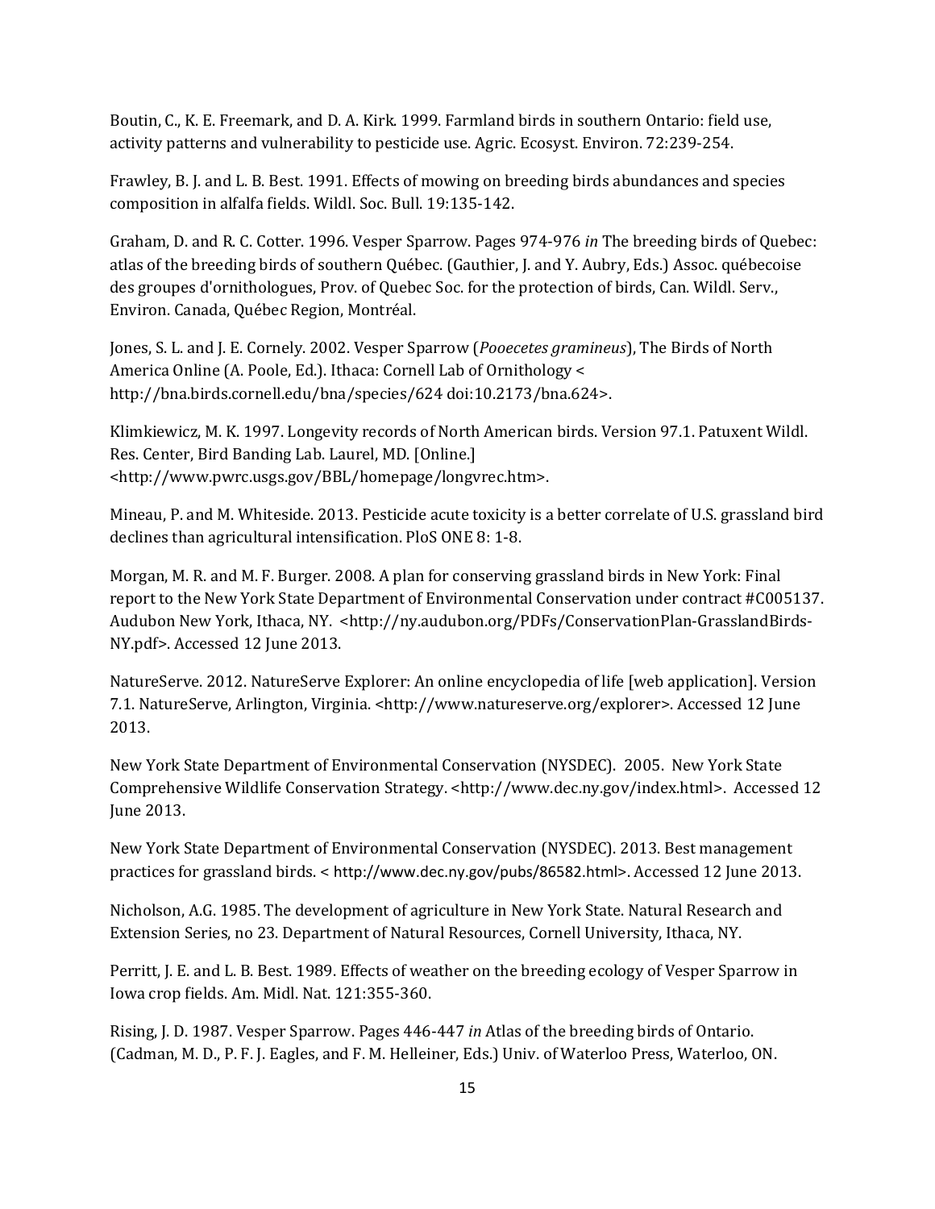Boutin, C., K. E. Freemark, and D. A. Kirk. 1999. Farmland birds in southern Ontario: field use, activity patterns and vulnerability to pesticide use. Agric. Ecosyst. Environ. 72:239-254.

Frawley, B. J. and L. B. Best. 1991. Effects of mowing on breeding birds abundances and species composition in alfalfa fields. Wildl. Soc. Bull. 19:135-142.

Graham, D. and R. C. Cotter. 1996. Vesper Sparrow. Pages 974-976 *in* The breeding birds of Quebec: atlas of the breeding birds of southern Québec. (Gauthier, J. and Y. Aubry, Eds.) Assoc. québecoise des groupes d'ornithologues, Prov. of Quebec Soc. for the protection of birds, Can. Wildl. Serv., Environ. Canada, Québec Region, Montréal.

Jones, S. L. and J. E. Cornely. 2002. Vesper Sparrow (*Pooecetes gramineus*), The Birds of North America Online (A. Poole, Ed.). Ithaca: Cornell Lab of Ornithology < http://bna.birds.cornell.edu/bna/species/624 doi:10.2173/bna.624>.

Klimkiewicz, M. K. 1997. Longevity records of North American birds. Version 97.1. Patuxent Wildl. Res. Center, Bird Banding Lab. Laurel, MD. [Online.] <http://www.pwrc.usgs.gov/BBL/homepage/longvrec.htm>.

Mineau, P. and M. Whiteside. 2013. Pesticide acute toxicity is a better correlate of U.S. grassland bird declines than agricultural intensification. PloS ONE 8: 1-8.

Morgan, M. R. and M. F. Burger. 2008. A plan for conserving grassland birds in New York: Final report to the New York State Department of Environmental Conservation under contract #C005137. Audubon New York, Ithaca, NY. <http://ny.audubon.org/PDFs/ConservationPlan-GrasslandBirds-NY.pdf>. Accessed 12 June 2013.

NatureServe. 2012. NatureServe Explorer: An online encyclopedia of life [web application]. Version 7.1. NatureServe, Arlington, Virginia. <http://www.natureserve.org/explorer>. Accessed 12 June 2013.

New York State Department of Environmental Conservation (NYSDEC). 2005. New York State Comprehensive Wildlife Conservation Strategy. <http://www.dec.ny.gov/index.html>. Accessed 12 June 2013.

New York State Department of Environmental Conservation (NYSDEC). 2013. Best management practices for grassland birds. < http://www.dec.ny.gov/pubs/86582.html>. Accessed 12 June 2013.

Nicholson, A.G. 1985. The development of agriculture in New York State. Natural Research and Extension Series, no 23. Department of Natural Resources, Cornell University, Ithaca, NY.

Perritt, J. E. and L. B. Best. 1989. Effects of weather on the breeding ecology of Vesper Sparrow in Iowa crop fields. Am. Midl. Nat. 121:355-360.

Rising, J. D. 1987. Vesper Sparrow. Pages 446-447 *in* Atlas of the breeding birds of Ontario. (Cadman, M. D., P. F. J. Eagles, and F. M. Helleiner, Eds.) Univ. of Waterloo Press, Waterloo, ON.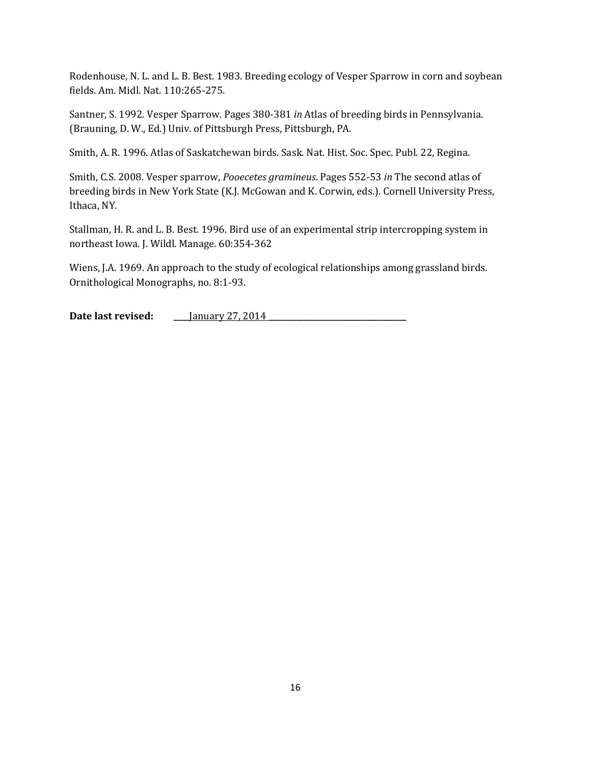Rodenhouse, N. L. and L. B. Best. 1983. Breeding ecology of Vesper Sparrow in corn and soybean fields. Am. Midl. Nat. 110:265-275.

Santner, S. 1992. Vesper Sparrow. Pages 380-381 *in* Atlas of breeding birds in Pennsylvania. (Brauning, D. W., Ed.) Univ. of Pittsburgh Press, Pittsburgh, PA.

Smith, A. R. 1996. Atlas of Saskatchewan birds. Sask. Nat. Hist. Soc. Spec. Publ. 22, Regina.

Smith, C.S. 2008. Vesper sparrow, *Pooecetes gramineus*. Pages 552-53 *in* The second atlas of breeding birds in New York State (K.J. McGowan and K. Corwin, eds.). Cornell University Press, Ithaca, NY.

Stallman, H. R. and L. B. Best. 1996. Bird use of an experimental strip intercropping system in northeast Iowa. J. Wildl. Manage. 60:354-362

Wiens, J.A. 1969. An approach to the study of ecological relationships among grassland birds. Ornithological Monographs, no. 8:1-93.

**Date last revised:** January 27, 2014